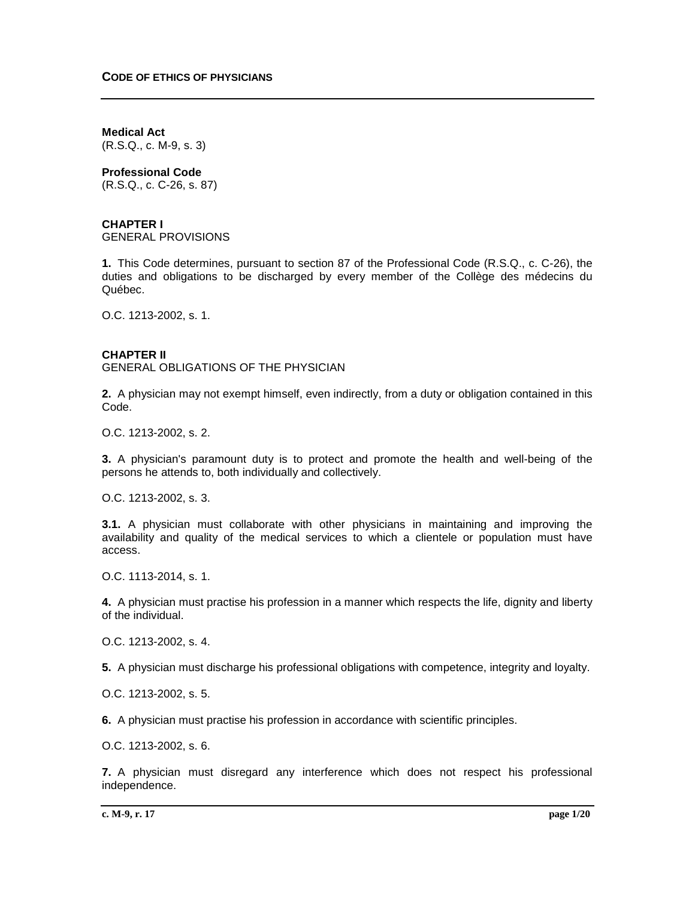# CODE OF ETHICS OF PHYSICIANS

**Medical Act**
(R.S.Q., c. M-9, s. 3)

**Professional Code**
(R.S.Q., c. C-26, s. 87)

## CHAPTER I
GENERAL PROVISIONS

**1.** This Code determines, pursuant to section 87 of the Professional Code (R.S.Q., c. C-26), the duties and obligations to be discharged by every member of the Collège des médecins du Québec.

O.C. 1213-2002, s. 1.

## CHAPTER II
GENERAL OBLIGATIONS OF THE PHYSICIAN

**2.** A physician may not exempt himself, even indirectly, from a duty or obligation contained in this Code.

O.C. 1213-2002, s. 2.

**3.** A physician's paramount duty is to protect and promote the health and well-being of the persons he attends to, both individually and collectively.

O.C. 1213-2002, s. 3.

**3.1.** A physician must collaborate with other physicians in maintaining and improving the availability and quality of the medical services to which a clientele or population must have access.

O.C. 1113-2014, s. 1.

**4.** A physician must practise his profession in a manner which respects the life, dignity and liberty of the individual.

O.C. 1213-2002, s. 4.

**5.** A physician must discharge his professional obligations with competence, integrity and loyalty.

O.C. 1213-2002, s. 5.

**6.** A physician must practise his profession in accordance with scientific principles.

O.C. 1213-2002, s. 6.

**7.** A physician must disregard any interference which does not respect his professional independence.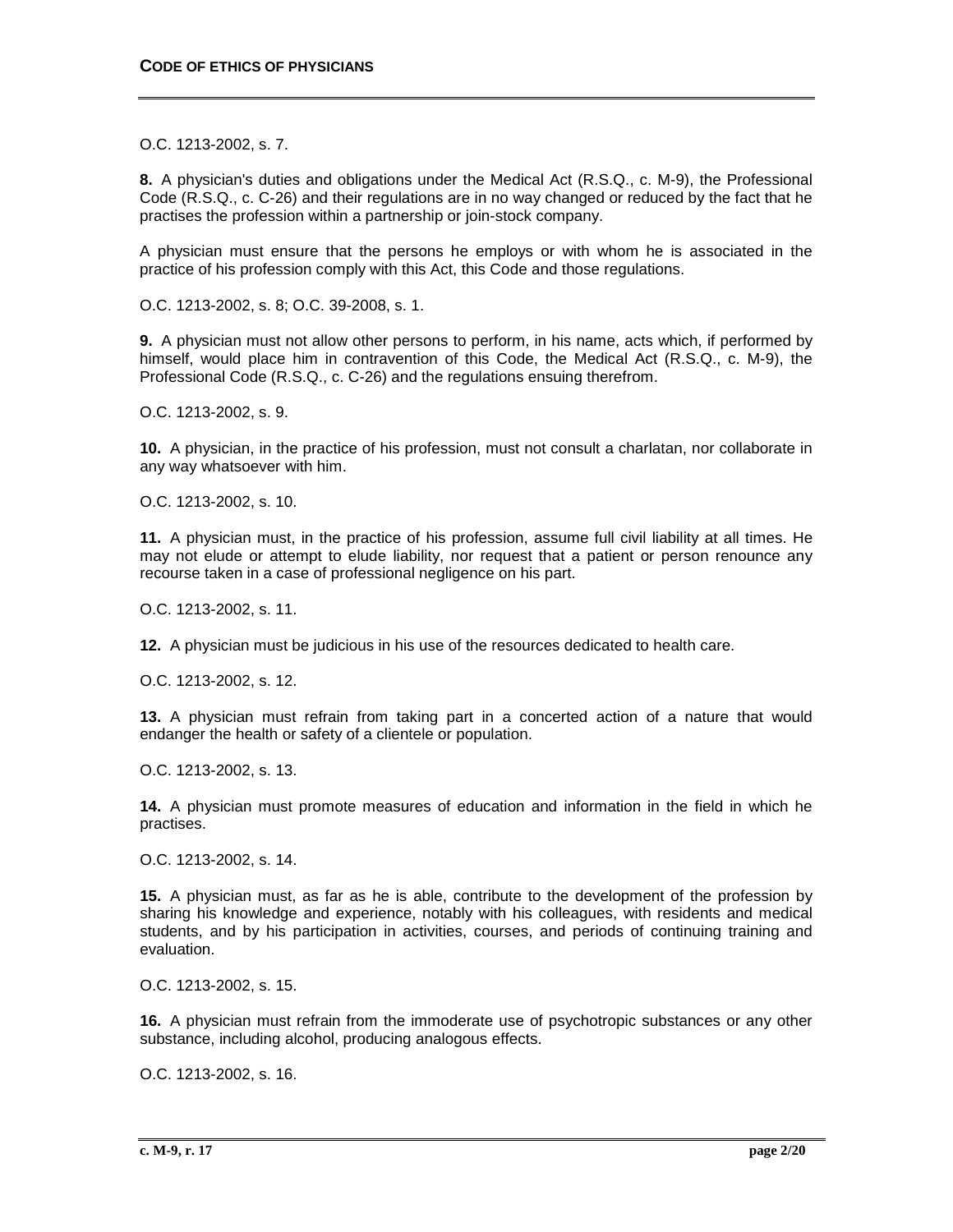O.C. 1213-2002, s. 7.

**8.** A physician's duties and obligations under the Medical Act (R.S.Q., c. M-9), the Professional Code (R.S.Q., c. C-26) and their regulations are in no way changed or reduced by the fact that he practises the profession within a partnership or join-stock company.

A physician must ensure that the persons he employs or with whom he is associated in the practice of his profession comply with this Act, this Code and those regulations.

O.C. 1213-2002, s. 8; O.C. 39-2008, s. 1.

**9.** A physician must not allow other persons to perform, in his name, acts which, if performed by himself, would place him in contravention of this Code, the Medical Act (R.S.Q., c. M-9), the Professional Code (R.S.Q., c. C-26) and the regulations ensuing therefrom.

O.C. 1213-2002, s. 9.

**10.** A physician, in the practice of his profession, must not consult a charlatan, nor collaborate in any way whatsoever with him.

O.C. 1213-2002, s. 10.

**11.** A physician must, in the practice of his profession, assume full civil liability at all times. He may not elude or attempt to elude liability, nor request that a patient or person renounce any recourse taken in a case of professional negligence on his part.

O.C. 1213-2002, s. 11.

**12.** A physician must be judicious in his use of the resources dedicated to health care.

O.C. 1213-2002, s. 12.

**13.** A physician must refrain from taking part in a concerted action of a nature that would endanger the health or safety of a clientele or population.

O.C. 1213-2002, s. 13.

**14.** A physician must promote measures of education and information in the field in which he practises.

O.C. 1213-2002, s. 14.

**15.** A physician must, as far as he is able, contribute to the development of the profession by sharing his knowledge and experience, notably with his colleagues, with residents and medical students, and by his participation in activities, courses, and periods of continuing training and evaluation.

O.C. 1213-2002, s. 15.

**16.** A physician must refrain from the immoderate use of psychotropic substances or any other substance, including alcohol, producing analogous effects.

O.C. 1213-2002, s. 16.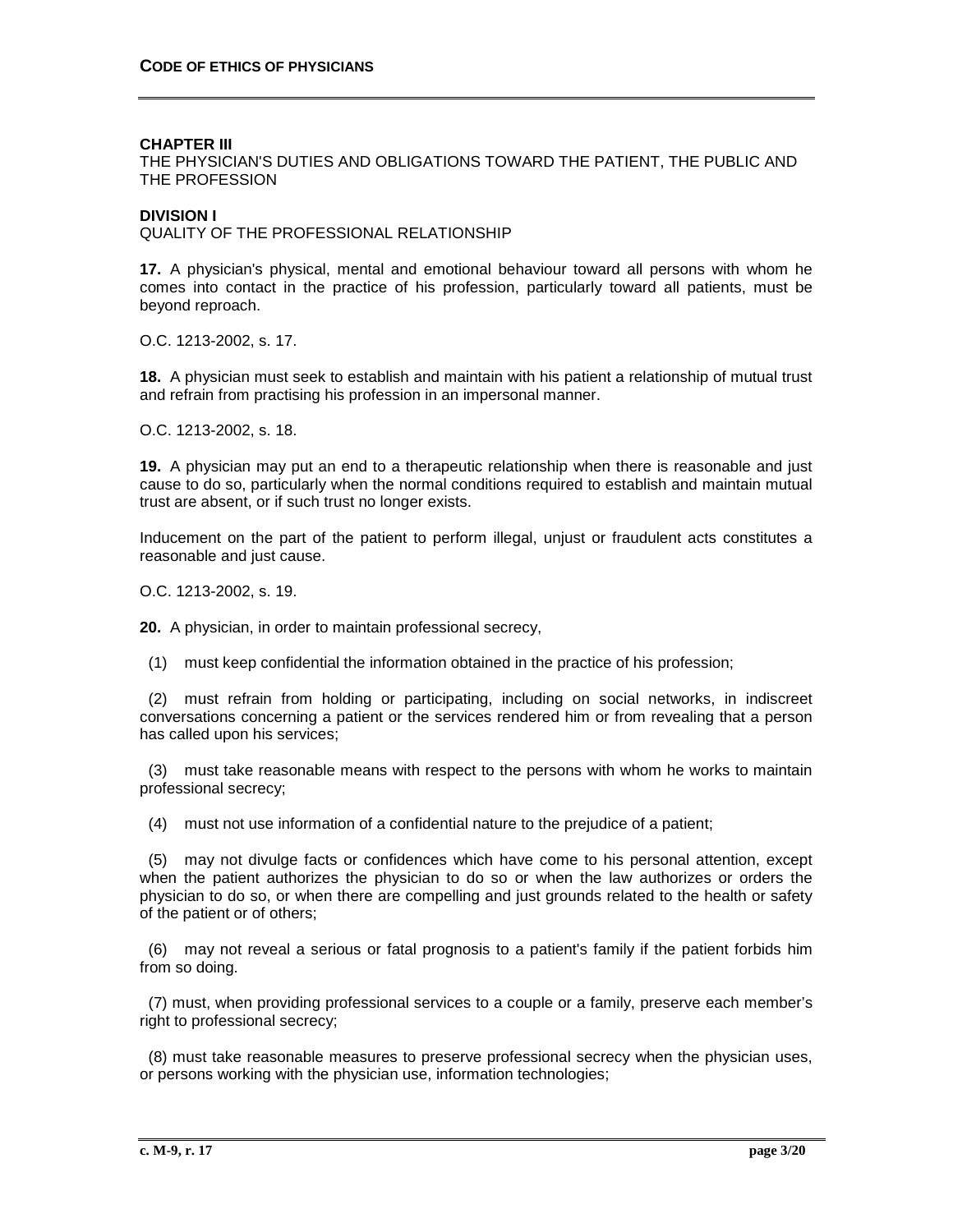## CHAPTER III

THE PHYSICIAN'S DUTIES AND OBLIGATIONS TOWARD THE PATIENT, THE PUBLIC AND THE PROFESSION

### DIVISION I

QUALITY OF THE PROFESSIONAL RELATIONSHIP

**17.** A physician's physical, mental and emotional behaviour toward all persons with whom he comes into contact in the practice of his profession, particularly toward all patients, must be beyond reproach.

O.C. 1213-2002, s. 17.

**18.** A physician must seek to establish and maintain with his patient a relationship of mutual trust and refrain from practising his profession in an impersonal manner.

O.C. 1213-2002, s. 18.

**19.** A physician may put an end to a therapeutic relationship when there is reasonable and just cause to do so, particularly when the normal conditions required to establish and maintain mutual trust are absent, or if such trust no longer exists.

Inducement on the part of the patient to perform illegal, unjust or fraudulent acts constitutes a reasonable and just cause.

O.C. 1213-2002, s. 19.

**20.** A physician, in order to maintain professional secrecy,

(1) must keep confidential the information obtained in the practice of his profession;

(2) must refrain from holding or participating, including on social networks, in indiscreet conversations concerning a patient or the services rendered him or from revealing that a person has called upon his services;

(3) must take reasonable means with respect to the persons with whom he works to maintain professional secrecy;

(4) must not use information of a confidential nature to the prejudice of a patient;

(5) may not divulge facts or confidences which have come to his personal attention, except when the patient authorizes the physician to do so or when the law authorizes or orders the physician to do so, or when there are compelling and just grounds related to the health or safety of the patient or of others;

(6) may not reveal a serious or fatal prognosis to a patient's family if the patient forbids him from so doing.

(7) must, when providing professional services to a couple or a family, preserve each member's right to professional secrecy;

(8) must take reasonable measures to preserve professional secrecy when the physician uses, or persons working with the physician use, information technologies;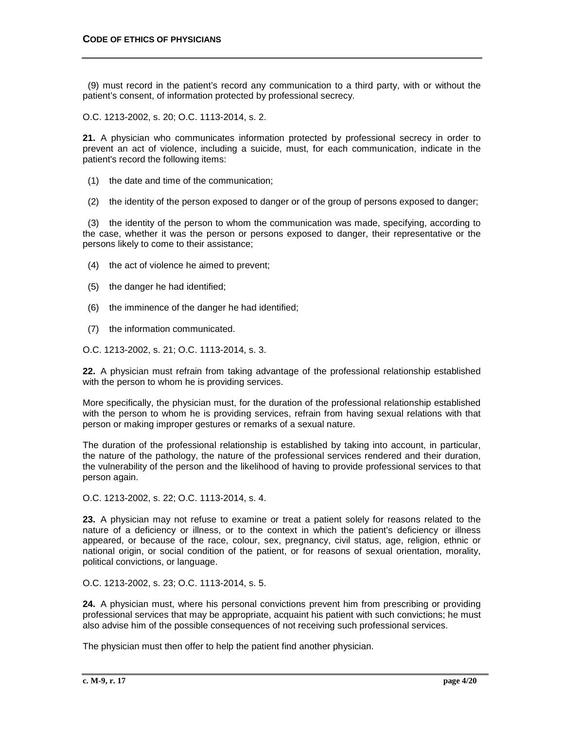(9) must record in the patient's record any communication to a third party, with or without the patient's consent, of information protected by professional secrecy.

O.C. 1213-2002, s. 20; O.C. 1113-2014, s. 2.

**21.** A physician who communicates information protected by professional secrecy in order to prevent an act of violence, including a suicide, must, for each communication, indicate in the patient's record the following items:

(1) the date and time of the communication;

(2) the identity of the person exposed to danger or of the group of persons exposed to danger;

(3) the identity of the person to whom the communication was made, specifying, according to the case, whether it was the person or persons exposed to danger, their representative or the persons likely to come to their assistance;

(4) the act of violence he aimed to prevent;

(5) the danger he had identified;

(6) the imminence of the danger he had identified;

(7) the information communicated.

O.C. 1213-2002, s. 21; O.C. 1113-2014, s. 3.

**22.** A physician must refrain from taking advantage of the professional relationship established with the person to whom he is providing services.

More specifically, the physician must, for the duration of the professional relationship established with the person to whom he is providing services, refrain from having sexual relations with that person or making improper gestures or remarks of a sexual nature.

The duration of the professional relationship is established by taking into account, in particular, the nature of the pathology, the nature of the professional services rendered and their duration, the vulnerability of the person and the likelihood of having to provide professional services to that person again.

O.C. 1213-2002, s. 22; O.C. 1113-2014, s. 4.

**23.** A physician may not refuse to examine or treat a patient solely for reasons related to the nature of a deficiency or illness, or to the context in which the patient's deficiency or illness appeared, or because of the race, colour, sex, pregnancy, civil status, age, religion, ethnic or national origin, or social condition of the patient, or for reasons of sexual orientation, morality, political convictions, or language.

O.C. 1213-2002, s. 23; O.C. 1113-2014, s. 5.

**24.** A physician must, where his personal convictions prevent him from prescribing or providing professional services that may be appropriate, acquaint his patient with such convictions; he must also advise him of the possible consequences of not receiving such professional services.

The physician must then offer to help the patient find another physician.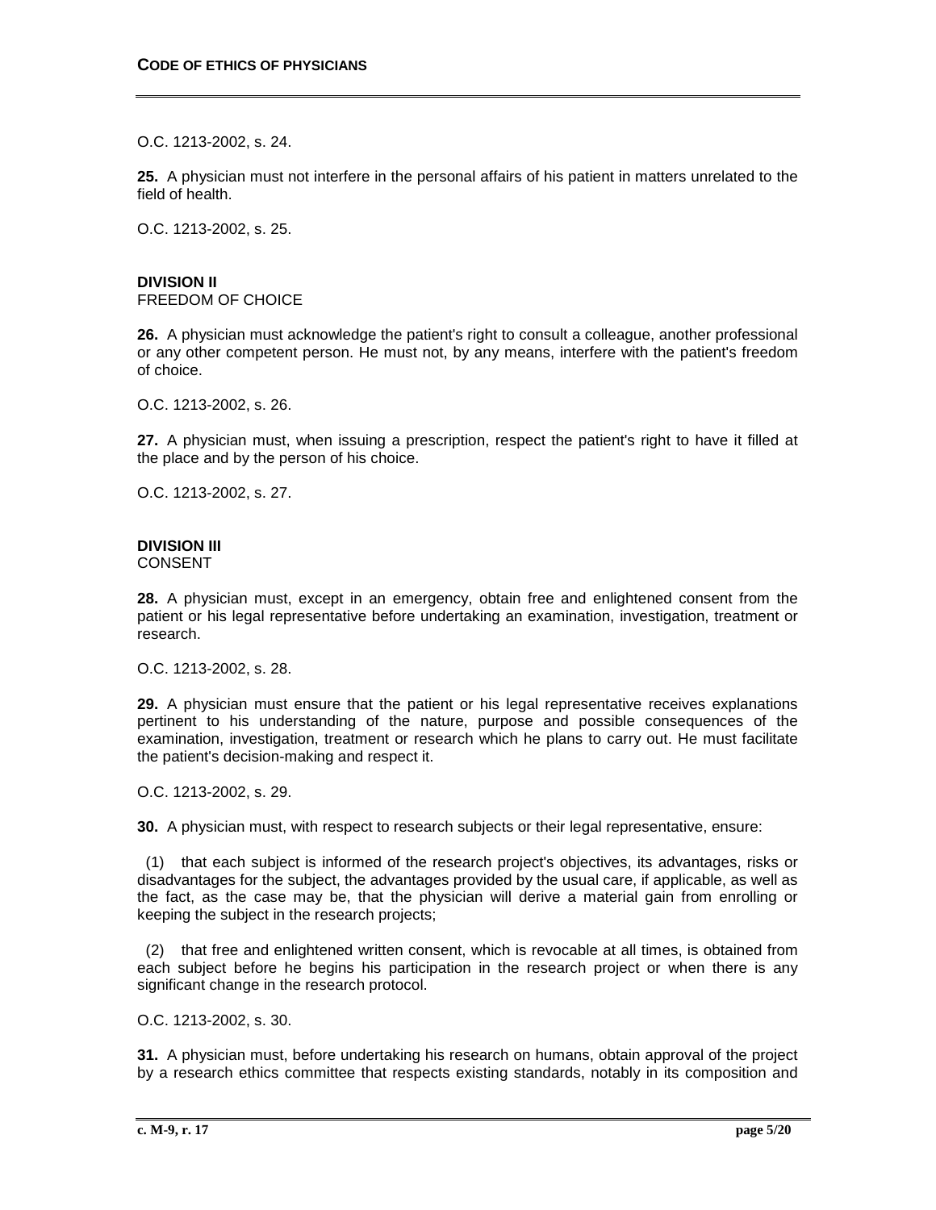O.C. 1213-2002, s. 24.

**25.** A physician must not interfere in the personal affairs of his patient in matters unrelated to the field of health.

O.C. 1213-2002, s. 25.

### DIVISION II
FREEDOM OF CHOICE

**26.** A physician must acknowledge the patient's right to consult a colleague, another professional or any other competent person. He must not, by any means, interfere with the patient's freedom of choice.

O.C. 1213-2002, s. 26.

**27.** A physician must, when issuing a prescription, respect the patient's right to have it filled at the place and by the person of his choice.

O.C. 1213-2002, s. 27.

### DIVISION III
CONSENT

**28.** A physician must, except in an emergency, obtain free and enlightened consent from the patient or his legal representative before undertaking an examination, investigation, treatment or research.

O.C. 1213-2002, s. 28.

**29.** A physician must ensure that the patient or his legal representative receives explanations pertinent to his understanding of the nature, purpose and possible consequences of the examination, investigation, treatment or research which he plans to carry out. He must facilitate the patient's decision-making and respect it.

O.C. 1213-2002, s. 29.

**30.** A physician must, with respect to research subjects or their legal representative, ensure:

(1) that each subject is informed of the research project's objectives, its advantages, risks or disadvantages for the subject, the advantages provided by the usual care, if applicable, as well as the fact, as the case may be, that the physician will derive a material gain from enrolling or keeping the subject in the research projects;

(2) that free and enlightened written consent, which is revocable at all times, is obtained from each subject before he begins his participation in the research project or when there is any significant change in the research protocol.

O.C. 1213-2002, s. 30.

**31.** A physician must, before undertaking his research on humans, obtain approval of the project by a research ethics committee that respects existing standards, notably in its composition and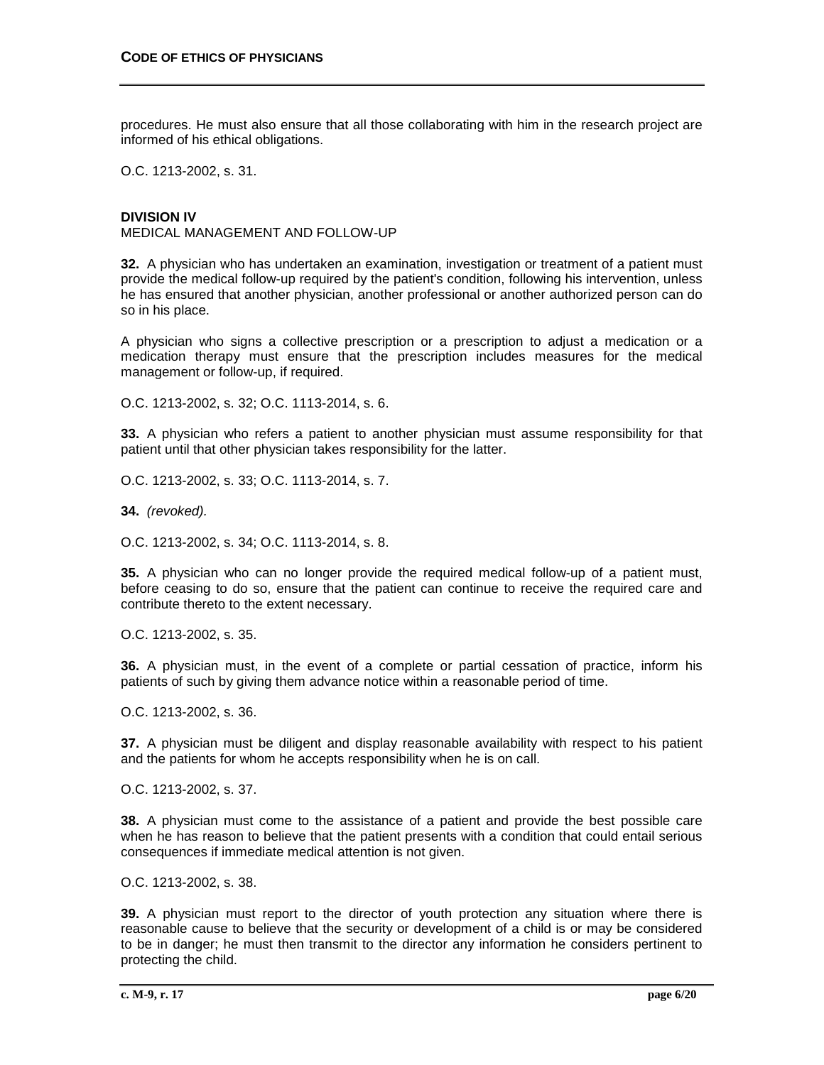procedures. He must also ensure that all those collaborating with him in the research project are informed of his ethical obligations.

O.C. 1213-2002, s. 31.

**DIVISION IV**
MEDICAL MANAGEMENT AND FOLLOW-UP

**32.** A physician who has undertaken an examination, investigation or treatment of a patient must provide the medical follow-up required by the patient's condition, following his intervention, unless he has ensured that another physician, another professional or another authorized person can do so in his place.

A physician who signs a collective prescription or a prescription to adjust a medication or a medication therapy must ensure that the prescription includes measures for the medical management or follow-up, if required.

O.C. 1213-2002, s. 32; O.C. 1113-2014, s. 6.

**33.** A physician who refers a patient to another physician must assume responsibility for that patient until that other physician takes responsibility for the latter.

O.C. 1213-2002, s. 33; O.C. 1113-2014, s. 7.

**34.** *(revoked).*

O.C. 1213-2002, s. 34; O.C. 1113-2014, s. 8.

**35.** A physician who can no longer provide the required medical follow-up of a patient must, before ceasing to do so, ensure that the patient can continue to receive the required care and contribute thereto to the extent necessary.

O.C. 1213-2002, s. 35.

**36.** A physician must, in the event of a complete or partial cessation of practice, inform his patients of such by giving them advance notice within a reasonable period of time.

O.C. 1213-2002, s. 36.

**37.** A physician must be diligent and display reasonable availability with respect to his patient and the patients for whom he accepts responsibility when he is on call.

O.C. 1213-2002, s. 37.

**38.** A physician must come to the assistance of a patient and provide the best possible care when he has reason to believe that the patient presents with a condition that could entail serious consequences if immediate medical attention is not given.

O.C. 1213-2002, s. 38.

**39.** A physician must report to the director of youth protection any situation where there is reasonable cause to believe that the security or development of a child is or may be considered to be in danger; he must then transmit to the director any information he considers pertinent to protecting the child.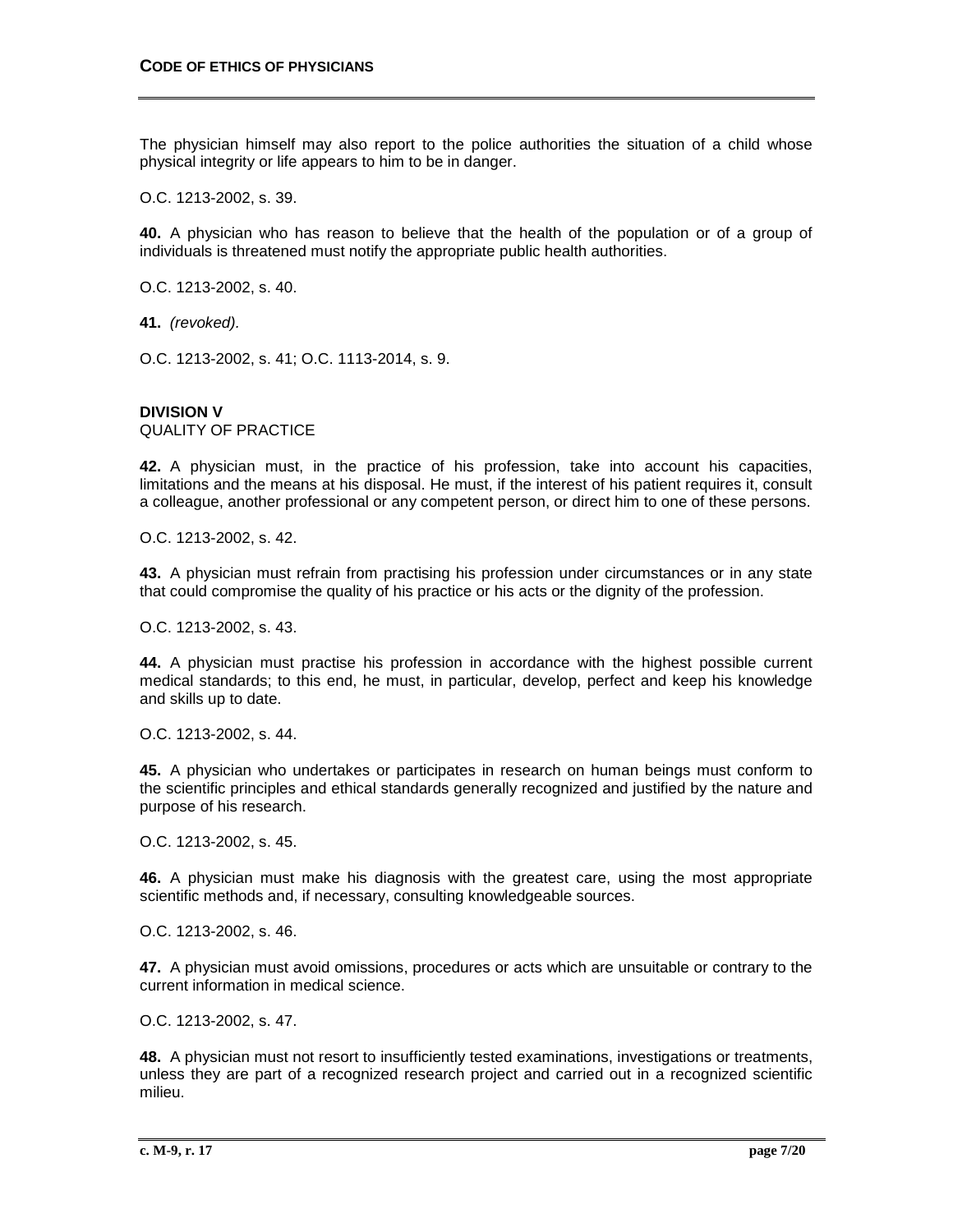The physician himself may also report to the police authorities the situation of a child whose physical integrity or life appears to him to be in danger.

O.C. 1213-2002, s. 39.

**40.** A physician who has reason to believe that the health of the population or of a group of individuals is threatened must notify the appropriate public health authorities.

O.C. 1213-2002, s. 40.

**41.** *(revoked).*

O.C. 1213-2002, s. 41; O.C. 1113-2014, s. 9.

## DIVISION V
QUALITY OF PRACTICE

**42.** A physician must, in the practice of his profession, take into account his capacities, limitations and the means at his disposal. He must, if the interest of his patient requires it, consult a colleague, another professional or any competent person, or direct him to one of these persons.

O.C. 1213-2002, s. 42.

**43.** A physician must refrain from practising his profession under circumstances or in any state that could compromise the quality of his practice or his acts or the dignity of the profession.

O.C. 1213-2002, s. 43.

**44.** A physician must practise his profession in accordance with the highest possible current medical standards; to this end, he must, in particular, develop, perfect and keep his knowledge and skills up to date.

O.C. 1213-2002, s. 44.

**45.** A physician who undertakes or participates in research on human beings must conform to the scientific principles and ethical standards generally recognized and justified by the nature and purpose of his research.

O.C. 1213-2002, s. 45.

**46.** A physician must make his diagnosis with the greatest care, using the most appropriate scientific methods and, if necessary, consulting knowledgeable sources.

O.C. 1213-2002, s. 46.

**47.** A physician must avoid omissions, procedures or acts which are unsuitable or contrary to the current information in medical science.

O.C. 1213-2002, s. 47.

**48.** A physician must not resort to insufficiently tested examinations, investigations or treatments, unless they are part of a recognized research project and carried out in a recognized scientific milieu.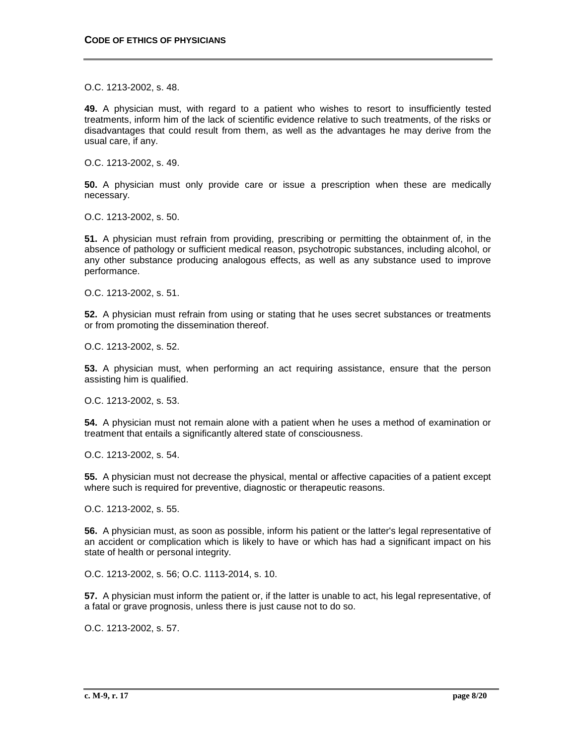O.C. 1213-2002, s. 48.

**49.** A physician must, with regard to a patient who wishes to resort to insufficiently tested treatments, inform him of the lack of scientific evidence relative to such treatments, of the risks or disadvantages that could result from them, as well as the advantages he may derive from the usual care, if any.

O.C. 1213-2002, s. 49.

**50.** A physician must only provide care or issue a prescription when these are medically necessary.

O.C. 1213-2002, s. 50.

**51.** A physician must refrain from providing, prescribing or permitting the obtainment of, in the absence of pathology or sufficient medical reason, psychotropic substances, including alcohol, or any other substance producing analogous effects, as well as any substance used to improve performance.

O.C. 1213-2002, s. 51.

**52.** A physician must refrain from using or stating that he uses secret substances or treatments or from promoting the dissemination thereof.

O.C. 1213-2002, s. 52.

**53.** A physician must, when performing an act requiring assistance, ensure that the person assisting him is qualified.

O.C. 1213-2002, s. 53.

**54.** A physician must not remain alone with a patient when he uses a method of examination or treatment that entails a significantly altered state of consciousness.

O.C. 1213-2002, s. 54.

**55.** A physician must not decrease the physical, mental or affective capacities of a patient except where such is required for preventive, diagnostic or therapeutic reasons.

O.C. 1213-2002, s. 55.

**56.** A physician must, as soon as possible, inform his patient or the latter's legal representative of an accident or complication which is likely to have or which has had a significant impact on his state of health or personal integrity.

O.C. 1213-2002, s. 56; O.C. 1113-2014, s. 10.

**57.** A physician must inform the patient or, if the latter is unable to act, his legal representative, of a fatal or grave prognosis, unless there is just cause not to do so.

O.C. 1213-2002, s. 57.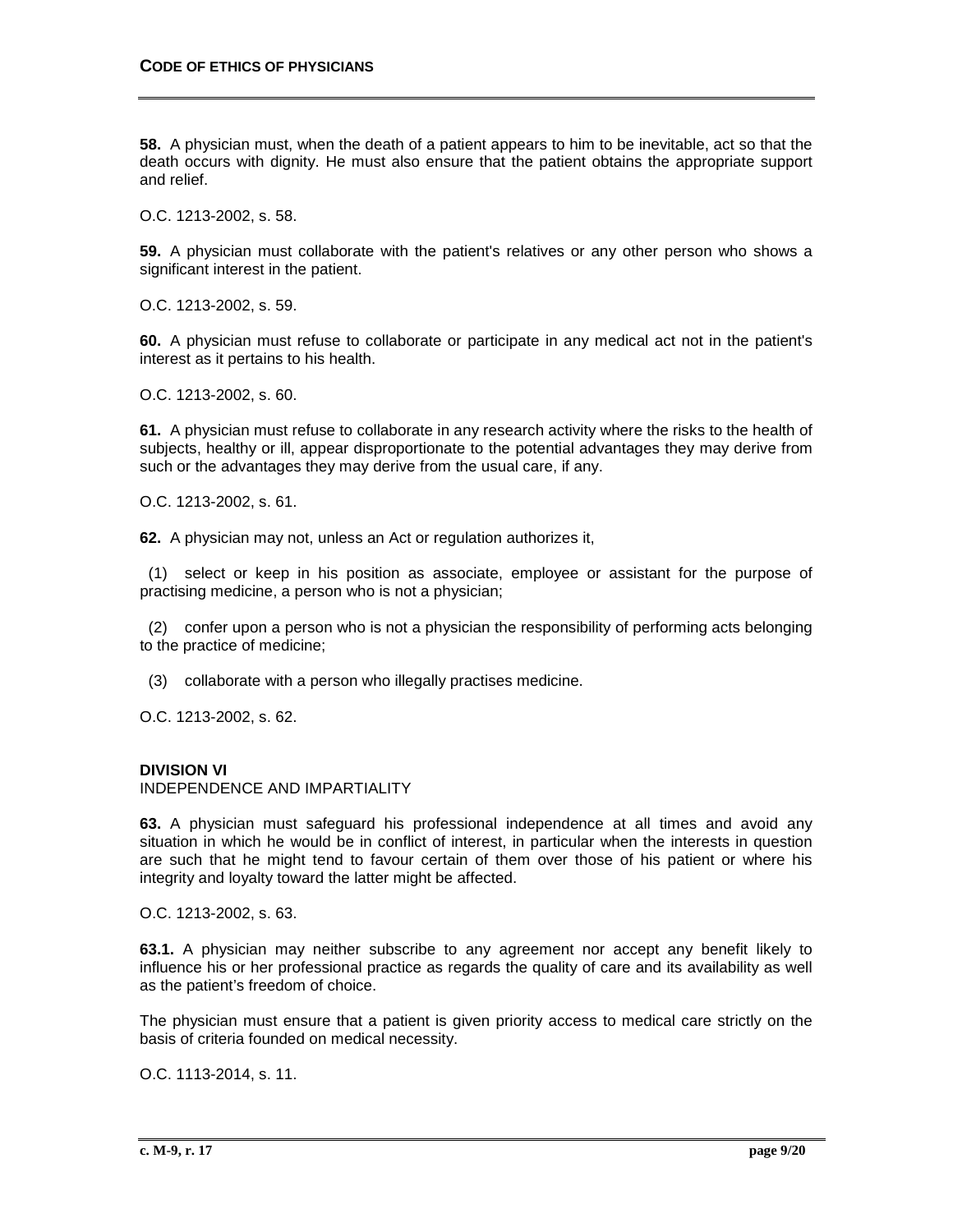**58.** A physician must, when the death of a patient appears to him to be inevitable, act so that the death occurs with dignity. He must also ensure that the patient obtains the appropriate support and relief.

O.C. 1213-2002, s. 58.

**59.** A physician must collaborate with the patient's relatives or any other person who shows a significant interest in the patient.

O.C. 1213-2002, s. 59.

**60.** A physician must refuse to collaborate or participate in any medical act not in the patient's interest as it pertains to his health.

O.C. 1213-2002, s. 60.

**61.** A physician must refuse to collaborate in any research activity where the risks to the health of subjects, healthy or ill, appear disproportionate to the potential advantages they may derive from such or the advantages they may derive from the usual care, if any.

O.C. 1213-2002, s. 61.

**62.** A physician may not, unless an Act or regulation authorizes it,

(1) select or keep in his position as associate, employee or assistant for the purpose of practising medicine, a person who is not a physician;

(2) confer upon a person who is not a physician the responsibility of performing acts belonging to the practice of medicine;

(3) collaborate with a person who illegally practises medicine.

O.C. 1213-2002, s. 62.

## DIVISION VI
INDEPENDENCE AND IMPARTIALITY

**63.** A physician must safeguard his professional independence at all times and avoid any situation in which he would be in conflict of interest, in particular when the interests in question are such that he might tend to favour certain of them over those of his patient or where his integrity and loyalty toward the latter might be affected.

O.C. 1213-2002, s. 63.

**63.1.** A physician may neither subscribe to any agreement nor accept any benefit likely to influence his or her professional practice as regards the quality of care and its availability as well as the patient's freedom of choice.

The physician must ensure that a patient is given priority access to medical care strictly on the basis of criteria founded on medical necessity.

O.C. 1113-2014, s. 11.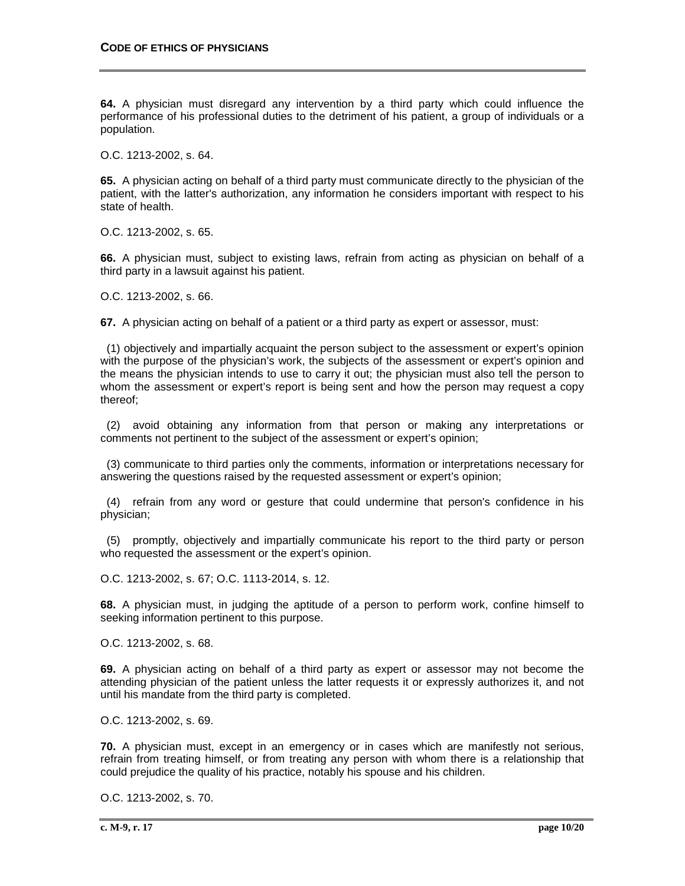**64.** A physician must disregard any intervention by a third party which could influence the performance of his professional duties to the detriment of his patient, a group of individuals or a population.

O.C. 1213-2002, s. 64.

**65.** A physician acting on behalf of a third party must communicate directly to the physician of the patient, with the latter's authorization, any information he considers important with respect to his state of health.

O.C. 1213-2002, s. 65.

**66.** A physician must, subject to existing laws, refrain from acting as physician on behalf of a third party in a lawsuit against his patient.

O.C. 1213-2002, s. 66.

**67.** A physician acting on behalf of a patient or a third party as expert or assessor, must:

(1) objectively and impartially acquaint the person subject to the assessment or expert's opinion with the purpose of the physician's work, the subjects of the assessment or expert's opinion and the means the physician intends to use to carry it out; the physician must also tell the person to whom the assessment or expert's report is being sent and how the person may request a copy thereof;

(2) avoid obtaining any information from that person or making any interpretations or comments not pertinent to the subject of the assessment or expert's opinion;

(3) communicate to third parties only the comments, information or interpretations necessary for answering the questions raised by the requested assessment or expert's opinion;

(4) refrain from any word or gesture that could undermine that person's confidence in his physician;

(5) promptly, objectively and impartially communicate his report to the third party or person who requested the assessment or the expert's opinion.

O.C. 1213-2002, s. 67; O.C. 1113-2014, s. 12.

**68.** A physician must, in judging the aptitude of a person to perform work, confine himself to seeking information pertinent to this purpose.

O.C. 1213-2002, s. 68.

**69.** A physician acting on behalf of a third party as expert or assessor may not become the attending physician of the patient unless the latter requests it or expressly authorizes it, and not until his mandate from the third party is completed.

O.C. 1213-2002, s. 69.

**70.** A physician must, except in an emergency or in cases which are manifestly not serious, refrain from treating himself, or from treating any person with whom there is a relationship that could prejudice the quality of his practice, notably his spouse and his children.

O.C. 1213-2002, s. 70.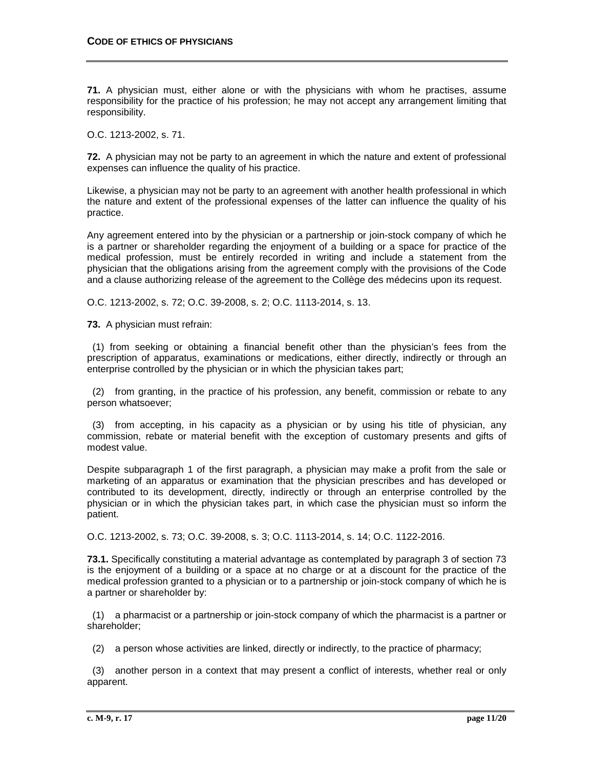**71.** A physician must, either alone or with the physicians with whom he practises, assume responsibility for the practice of his profession; he may not accept any arrangement limiting that responsibility.

O.C. 1213-2002, s. 71.

**72.** A physician may not be party to an agreement in which the nature and extent of professional expenses can influence the quality of his practice.

Likewise, a physician may not be party to an agreement with another health professional in which the nature and extent of the professional expenses of the latter can influence the quality of his practice.

Any agreement entered into by the physician or a partnership or join-stock company of which he is a partner or shareholder regarding the enjoyment of a building or a space for practice of the medical profession, must be entirely recorded in writing and include a statement from the physician that the obligations arising from the agreement comply with the provisions of the Code and a clause authorizing release of the agreement to the Collège des médecins upon its request.

O.C. 1213-2002, s. 72; O.C. 39-2008, s. 2; O.C. 1113-2014, s. 13.

**73.** A physician must refrain:

(1) from seeking or obtaining a financial benefit other than the physician's fees from the prescription of apparatus, examinations or medications, either directly, indirectly or through an enterprise controlled by the physician or in which the physician takes part;

(2) from granting, in the practice of his profession, any benefit, commission or rebate to any person whatsoever;

(3) from accepting, in his capacity as a physician or by using his title of physician, any commission, rebate or material benefit with the exception of customary presents and gifts of modest value.

Despite subparagraph 1 of the first paragraph, a physician may make a profit from the sale or marketing of an apparatus or examination that the physician prescribes and has developed or contributed to its development, directly, indirectly or through an enterprise controlled by the physician or in which the physician takes part, in which case the physician must so inform the patient.

O.C. 1213-2002, s. 73; O.C. 39-2008, s. 3; O.C. 1113-2014, s. 14; O.C. 1122-2016.

**73.1.** Specifically constituting a material advantage as contemplated by paragraph 3 of section 73 is the enjoyment of a building or a space at no charge or at a discount for the practice of the medical profession granted to a physician or to a partnership or join-stock company of which he is a partner or shareholder by:

(1) a pharmacist or a partnership or join-stock company of which the pharmacist is a partner or shareholder;

(2) a person whose activities are linked, directly or indirectly, to the practice of pharmacy;

(3) another person in a context that may present a conflict of interests, whether real or only apparent.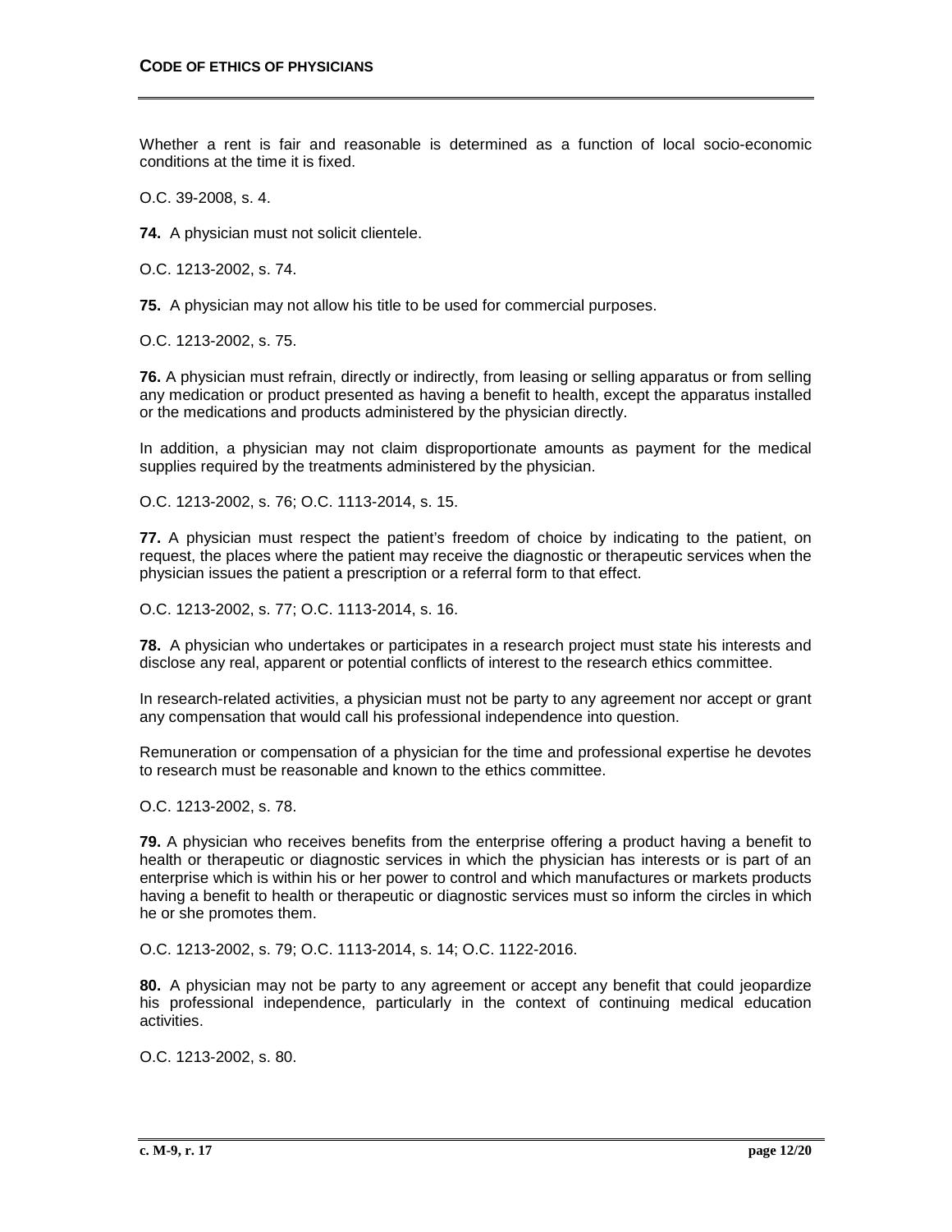Whether a rent is fair and reasonable is determined as a function of local socio-economic conditions at the time it is fixed.

O.C. 39-2008, s. 4.

**74.** A physician must not solicit clientele.

O.C. 1213-2002, s. 74.

**75.** A physician may not allow his title to be used for commercial purposes.

O.C. 1213-2002, s. 75.

**76.** A physician must refrain, directly or indirectly, from leasing or selling apparatus or from selling any medication or product presented as having a benefit to health, except the apparatus installed or the medications and products administered by the physician directly.

In addition, a physician may not claim disproportionate amounts as payment for the medical supplies required by the treatments administered by the physician.

O.C. 1213-2002, s. 76; O.C. 1113-2014, s. 15.

**77.** A physician must respect the patient's freedom of choice by indicating to the patient, on request, the places where the patient may receive the diagnostic or therapeutic services when the physician issues the patient a prescription or a referral form to that effect.

O.C. 1213-2002, s. 77; O.C. 1113-2014, s. 16.

**78.** A physician who undertakes or participates in a research project must state his interests and disclose any real, apparent or potential conflicts of interest to the research ethics committee.

In research-related activities, a physician must not be party to any agreement nor accept or grant any compensation that would call his professional independence into question.

Remuneration or compensation of a physician for the time and professional expertise he devotes to research must be reasonable and known to the ethics committee.

O.C. 1213-2002, s. 78.

**79.** A physician who receives benefits from the enterprise offering a product having a benefit to health or therapeutic or diagnostic services in which the physician has interests or is part of an enterprise which is within his or her power to control and which manufactures or markets products having a benefit to health or therapeutic or diagnostic services must so inform the circles in which he or she promotes them.

O.C. 1213-2002, s. 79; O.C. 1113-2014, s. 14; O.C. 1122-2016.

**80.** A physician may not be party to any agreement or accept any benefit that could jeopardize his professional independence, particularly in the context of continuing medical education activities.

O.C. 1213-2002, s. 80.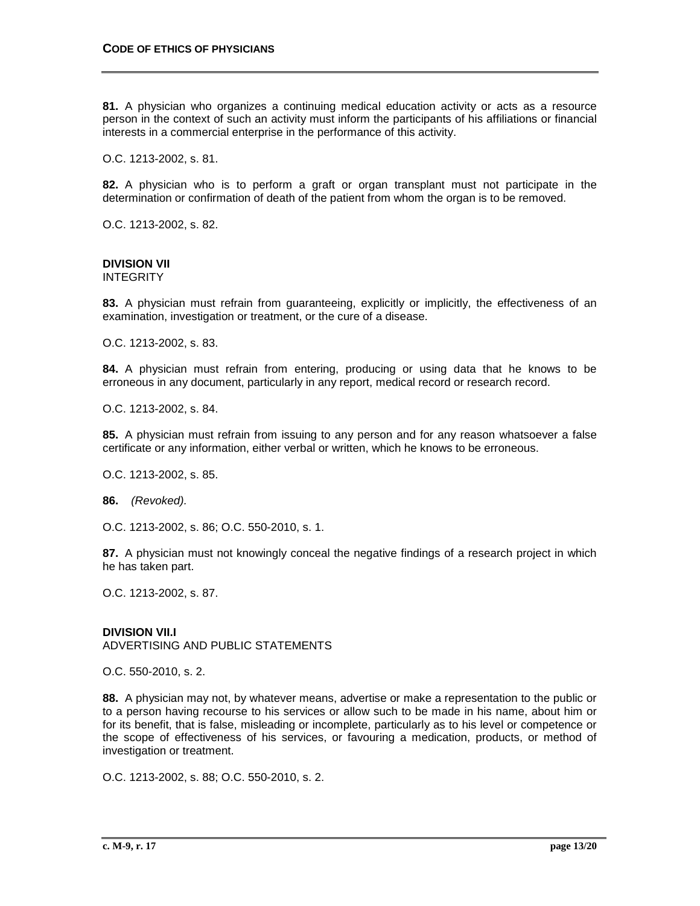**81.** A physician who organizes a continuing medical education activity or acts as a resource person in the context of such an activity must inform the participants of his affiliations or financial interests in a commercial enterprise in the performance of this activity.

O.C. 1213-2002, s. 81.

**82.** A physician who is to perform a graft or organ transplant must not participate in the determination or confirmation of death of the patient from whom the organ is to be removed.

O.C. 1213-2002, s. 82.

## DIVISION VII
INTEGRITY

**83.** A physician must refrain from guaranteeing, explicitly or implicitly, the effectiveness of an examination, investigation or treatment, or the cure of a disease.

O.C. 1213-2002, s. 83.

**84.** A physician must refrain from entering, producing or using data that he knows to be erroneous in any document, particularly in any report, medical record or research record.

O.C. 1213-2002, s. 84.

**85.** A physician must refrain from issuing to any person and for any reason whatsoever a false certificate or any information, either verbal or written, which he knows to be erroneous.

O.C. 1213-2002, s. 85.

**86.** *(Revoked).*

O.C. 1213-2002, s. 86; O.C. 550-2010, s. 1.

**87.** A physician must not knowingly conceal the negative findings of a research project in which he has taken part.

O.C. 1213-2002, s. 87.

## DIVISION VII.I
ADVERTISING AND PUBLIC STATEMENTS

O.C. 550-2010, s. 2.

**88.** A physician may not, by whatever means, advertise or make a representation to the public or to a person having recourse to his services or allow such to be made in his name, about him or for its benefit, that is false, misleading or incomplete, particularly as to his level or competence or the scope of effectiveness of his services, or favouring a medication, products, or method of investigation or treatment.

O.C. 1213-2002, s. 88; O.C. 550-2010, s. 2.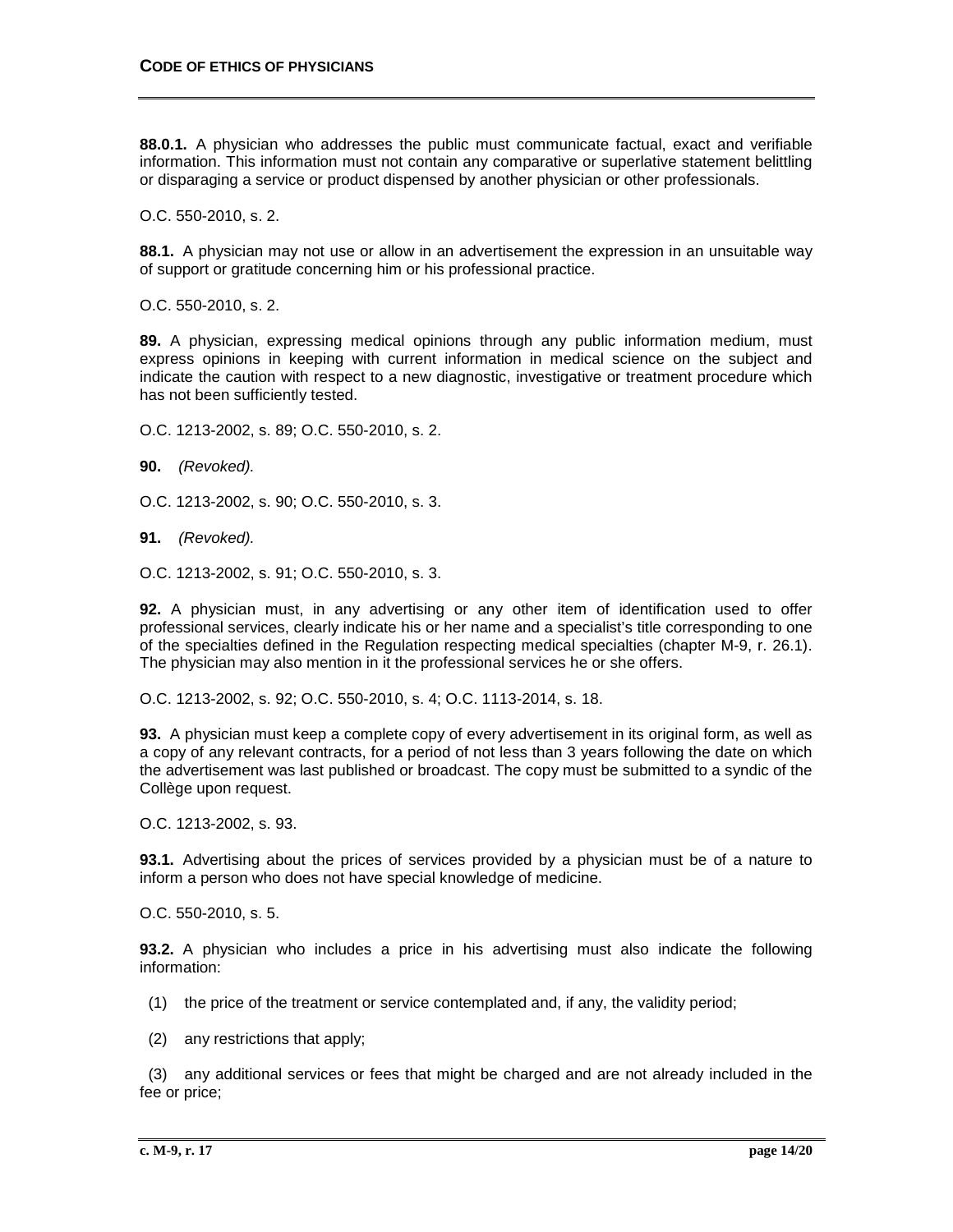**88.0.1.** A physician who addresses the public must communicate factual, exact and verifiable information. This information must not contain any comparative or superlative statement belittling or disparaging a service or product dispensed by another physician or other professionals.

O.C. 550-2010, s. 2.

**88.1.** A physician may not use or allow in an advertisement the expression in an unsuitable way of support or gratitude concerning him or his professional practice.

O.C. 550-2010, s. 2.

**89.** A physician, expressing medical opinions through any public information medium, must express opinions in keeping with current information in medical science on the subject and indicate the caution with respect to a new diagnostic, investigative or treatment procedure which has not been sufficiently tested.

O.C. 1213-2002, s. 89; O.C. 550-2010, s. 2.

**90.** *(Revoked).*

O.C. 1213-2002, s. 90; O.C. 550-2010, s. 3.

**91.** *(Revoked).*

O.C. 1213-2002, s. 91; O.C. 550-2010, s. 3.

**92.** A physician must, in any advertising or any other item of identification used to offer professional services, clearly indicate his or her name and a specialist's title corresponding to one of the specialties defined in the Regulation respecting medical specialties (chapter M-9, r. 26.1). The physician may also mention in it the professional services he or she offers.

O.C. 1213-2002, s. 92; O.C. 550-2010, s. 4; O.C. 1113-2014, s. 18.

**93.** A physician must keep a complete copy of every advertisement in its original form, as well as a copy of any relevant contracts, for a period of not less than 3 years following the date on which the advertisement was last published or broadcast. The copy must be submitted to a syndic of the Collège upon request.

O.C. 1213-2002, s. 93.

**93.1.** Advertising about the prices of services provided by a physician must be of a nature to inform a person who does not have special knowledge of medicine.

O.C. 550-2010, s. 5.

**93.2.** A physician who includes a price in his advertising must also indicate the following information:

(1) the price of the treatment or service contemplated and, if any, the validity period;

(2) any restrictions that apply;

(3) any additional services or fees that might be charged and are not already included in the fee or price;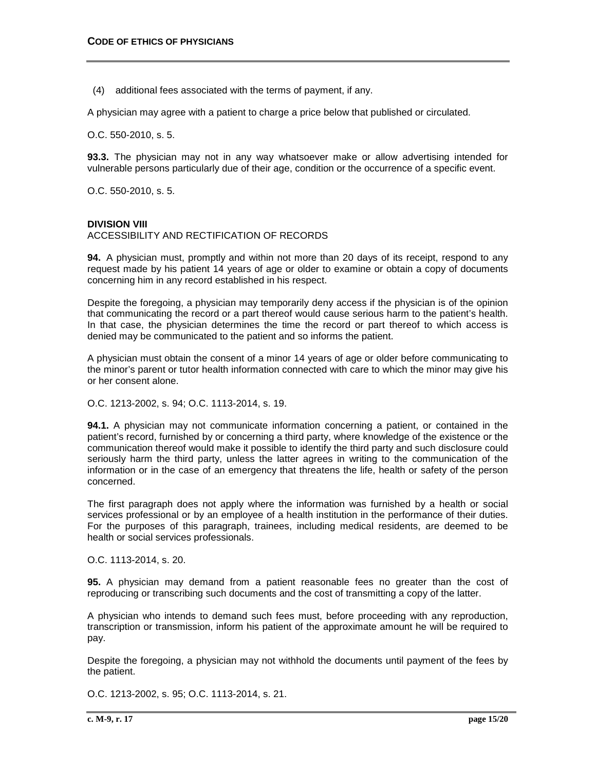(4) additional fees associated with the terms of payment, if any.

A physician may agree with a patient to charge a price below that published or circulated.

O.C. 550-2010, s. 5.

**93.3.** The physician may not in any way whatsoever make or allow advertising intended for vulnerable persons particularly due of their age, condition or the occurrence of a specific event.

O.C. 550-2010, s. 5.

**DIVISION VIII**
ACCESSIBILITY AND RECTIFICATION OF RECORDS

**94.** A physician must, promptly and within not more than 20 days of its receipt, respond to any request made by his patient 14 years of age or older to examine or obtain a copy of documents concerning him in any record established in his respect.

Despite the foregoing, a physician may temporarily deny access if the physician is of the opinion that communicating the record or a part thereof would cause serious harm to the patient's health. In that case, the physician determines the time the record or part thereof to which access is denied may be communicated to the patient and so informs the patient.

A physician must obtain the consent of a minor 14 years of age or older before communicating to the minor's parent or tutor health information connected with care to which the minor may give his or her consent alone.

O.C. 1213-2002, s. 94; O.C. 1113-2014, s. 19.

**94.1.** A physician may not communicate information concerning a patient, or contained in the patient's record, furnished by or concerning a third party, where knowledge of the existence or the communication thereof would make it possible to identify the third party and such disclosure could seriously harm the third party, unless the latter agrees in writing to the communication of the information or in the case of an emergency that threatens the life, health or safety of the person concerned.

The first paragraph does not apply where the information was furnished by a health or social services professional or by an employee of a health institution in the performance of their duties. For the purposes of this paragraph, trainees, including medical residents, are deemed to be health or social services professionals.

O.C. 1113-2014, s. 20.

**95.** A physician may demand from a patient reasonable fees no greater than the cost of reproducing or transcribing such documents and the cost of transmitting a copy of the latter.

A physician who intends to demand such fees must, before proceeding with any reproduction, transcription or transmission, inform his patient of the approximate amount he will be required to pay.

Despite the foregoing, a physician may not withhold the documents until payment of the fees by the patient.

O.C. 1213-2002, s. 95; O.C. 1113-2014, s. 21.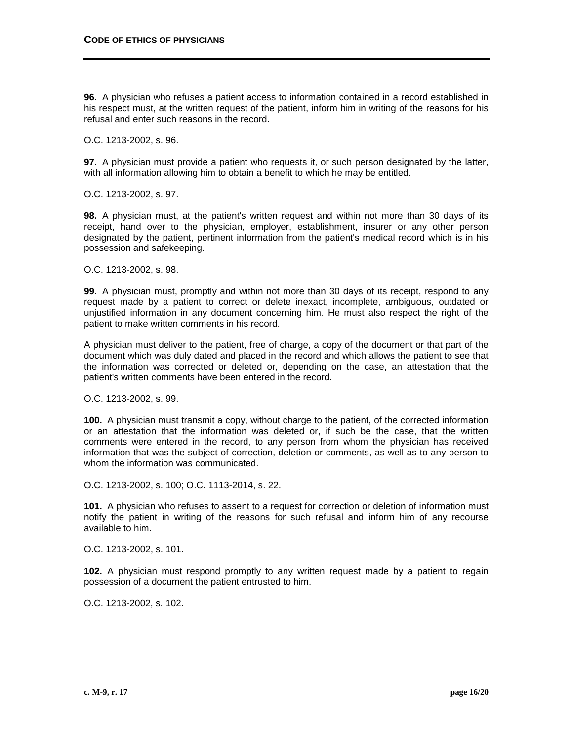**96.** A physician who refuses a patient access to information contained in a record established in his respect must, at the written request of the patient, inform him in writing of the reasons for his refusal and enter such reasons in the record.

O.C. 1213-2002, s. 96.

**97.** A physician must provide a patient who requests it, or such person designated by the latter, with all information allowing him to obtain a benefit to which he may be entitled.

O.C. 1213-2002, s. 97.

**98.** A physician must, at the patient's written request and within not more than 30 days of its receipt, hand over to the physician, employer, establishment, insurer or any other person designated by the patient, pertinent information from the patient's medical record which is in his possession and safekeeping.

O.C. 1213-2002, s. 98.

**99.** A physician must, promptly and within not more than 30 days of its receipt, respond to any request made by a patient to correct or delete inexact, incomplete, ambiguous, outdated or unjustified information in any document concerning him. He must also respect the right of the patient to make written comments in his record.

A physician must deliver to the patient, free of charge, a copy of the document or that part of the document which was duly dated and placed in the record and which allows the patient to see that the information was corrected or deleted or, depending on the case, an attestation that the patient's written comments have been entered in the record.

O.C. 1213-2002, s. 99.

**100.** A physician must transmit a copy, without charge to the patient, of the corrected information or an attestation that the information was deleted or, if such be the case, that the written comments were entered in the record, to any person from whom the physician has received information that was the subject of correction, deletion or comments, as well as to any person to whom the information was communicated.

O.C. 1213-2002, s. 100; O.C. 1113-2014, s. 22.

**101.** A physician who refuses to assent to a request for correction or deletion of information must notify the patient in writing of the reasons for such refusal and inform him of any recourse available to him.

O.C. 1213-2002, s. 101.

**102.** A physician must respond promptly to any written request made by a patient to regain possession of a document the patient entrusted to him.

O.C. 1213-2002, s. 102.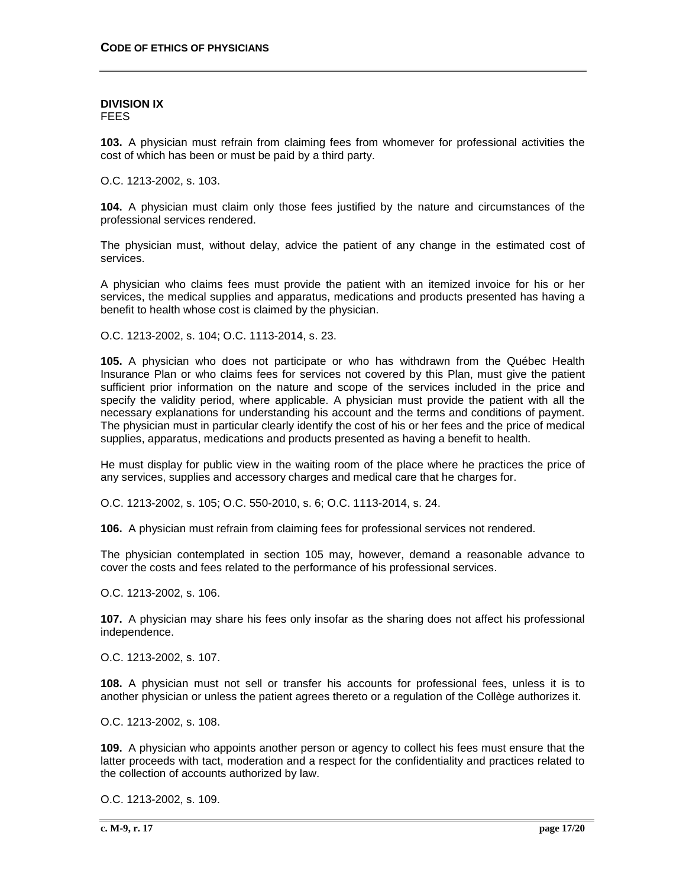**DIVISION IX**
FEES

**103.** A physician must refrain from claiming fees from whomever for professional activities the cost of which has been or must be paid by a third party.

O.C. 1213-2002, s. 103.

**104.** A physician must claim only those fees justified by the nature and circumstances of the professional services rendered.

The physician must, without delay, advice the patient of any change in the estimated cost of services.

A physician who claims fees must provide the patient with an itemized invoice for his or her services, the medical supplies and apparatus, medications and products presented has having a benefit to health whose cost is claimed by the physician.

O.C. 1213-2002, s. 104; O.C. 1113-2014, s. 23.

**105.** A physician who does not participate or who has withdrawn from the Québec Health Insurance Plan or who claims fees for services not covered by this Plan, must give the patient sufficient prior information on the nature and scope of the services included in the price and specify the validity period, where applicable. A physician must provide the patient with all the necessary explanations for understanding his account and the terms and conditions of payment. The physician must in particular clearly identify the cost of his or her fees and the price of medical supplies, apparatus, medications and products presented as having a benefit to health.

He must display for public view in the waiting room of the place where he practices the price of any services, supplies and accessory charges and medical care that he charges for.

O.C. 1213-2002, s. 105; O.C. 550-2010, s. 6; O.C. 1113-2014, s. 24.

**106.** A physician must refrain from claiming fees for professional services not rendered.

The physician contemplated in section 105 may, however, demand a reasonable advance to cover the costs and fees related to the performance of his professional services.

O.C. 1213-2002, s. 106.

**107.** A physician may share his fees only insofar as the sharing does not affect his professional independence.

O.C. 1213-2002, s. 107.

**108.** A physician must not sell or transfer his accounts for professional fees, unless it is to another physician or unless the patient agrees thereto or a regulation of the Collège authorizes it.

O.C. 1213-2002, s. 108.

**109.** A physician who appoints another person or agency to collect his fees must ensure that the latter proceeds with tact, moderation and a respect for the confidentiality and practices related to the collection of accounts authorized by law.

O.C. 1213-2002, s. 109.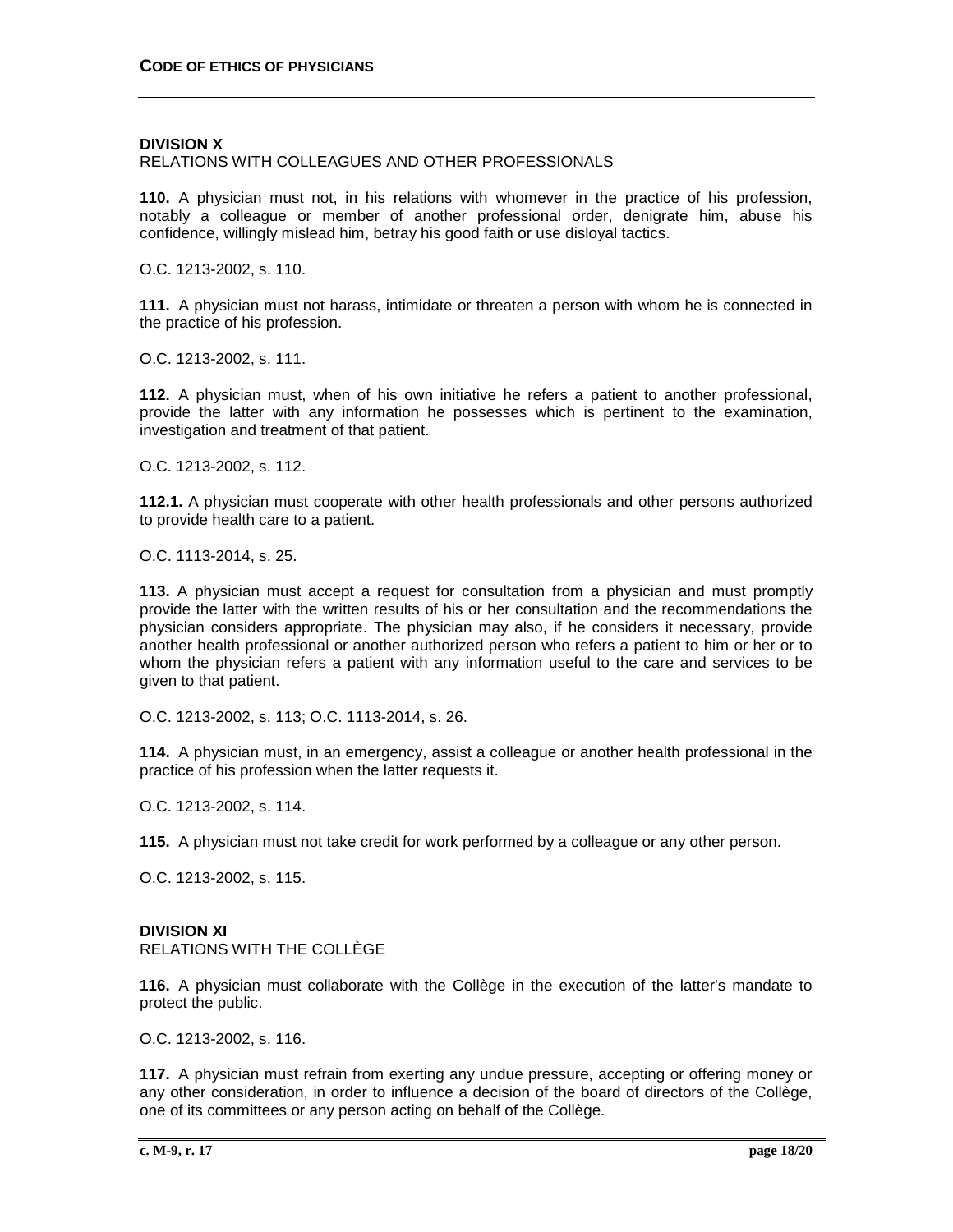## DIVISION X
RELATIONS WITH COLLEAGUES AND OTHER PROFESSIONALS

**110.** A physician must not, in his relations with whomever in the practice of his profession, notably a colleague or member of another professional order, denigrate him, abuse his confidence, willingly mislead him, betray his good faith or use disloyal tactics.

O.C. 1213-2002, s. 110.

**111.** A physician must not harass, intimidate or threaten a person with whom he is connected in the practice of his profession.

O.C. 1213-2002, s. 111.

**112.** A physician must, when of his own initiative he refers a patient to another professional, provide the latter with any information he possesses which is pertinent to the examination, investigation and treatment of that patient.

O.C. 1213-2002, s. 112.

**112.1.** A physician must cooperate with other health professionals and other persons authorized to provide health care to a patient.

O.C. 1113-2014, s. 25.

**113.** A physician must accept a request for consultation from a physician and must promptly provide the latter with the written results of his or her consultation and the recommendations the physician considers appropriate. The physician may also, if he considers it necessary, provide another health professional or another authorized person who refers a patient to him or her or to whom the physician refers a patient with any information useful to the care and services to be given to that patient.

O.C. 1213-2002, s. 113; O.C. 1113-2014, s. 26.

**114.** A physician must, in an emergency, assist a colleague or another health professional in the practice of his profession when the latter requests it.

O.C. 1213-2002, s. 114.

**115.** A physician must not take credit for work performed by a colleague or any other person.

O.C. 1213-2002, s. 115.

## DIVISION XI
RELATIONS WITH THE COLLÈGE

**116.** A physician must collaborate with the Collège in the execution of the latter's mandate to protect the public.

O.C. 1213-2002, s. 116.

**117.** A physician must refrain from exerting any undue pressure, accepting or offering money or any other consideration, in order to influence a decision of the board of directors of the Collège, one of its committees or any person acting on behalf of the Collège.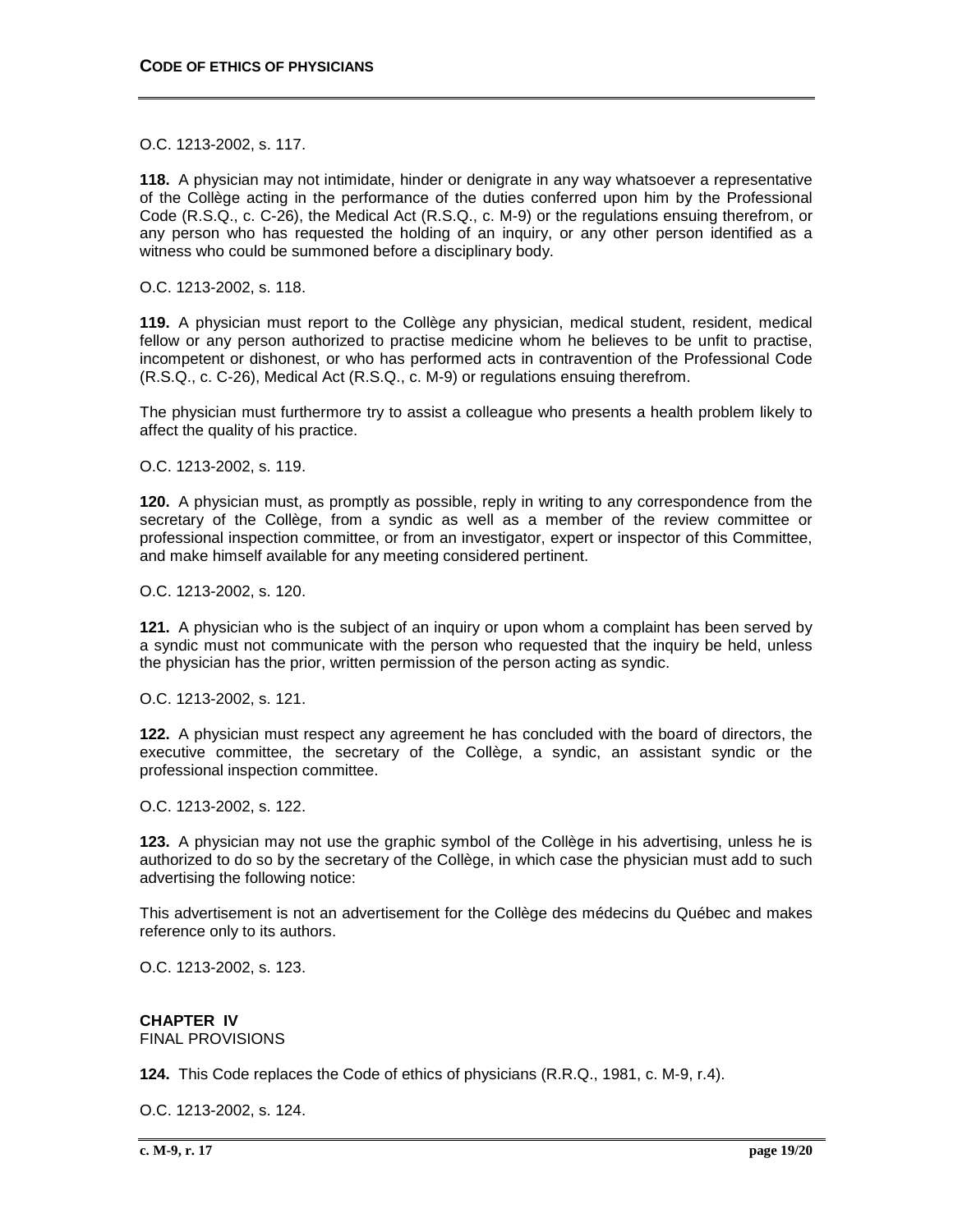O.C. 1213-2002, s. 117.

**118.** A physician may not intimidate, hinder or denigrate in any way whatsoever a representative of the Collège acting in the performance of the duties conferred upon him by the Professional Code (R.S.Q., c. C-26), the Medical Act (R.S.Q., c. M-9) or the regulations ensuing therefrom, or any person who has requested the holding of an inquiry, or any other person identified as a witness who could be summoned before a disciplinary body.

O.C. 1213-2002, s. 118.

**119.** A physician must report to the Collège any physician, medical student, resident, medical fellow or any person authorized to practise medicine whom he believes to be unfit to practise, incompetent or dishonest, or who has performed acts in contravention of the Professional Code (R.S.Q., c. C-26), Medical Act (R.S.Q., c. M-9) or regulations ensuing therefrom.

The physician must furthermore try to assist a colleague who presents a health problem likely to affect the quality of his practice.

O.C. 1213-2002, s. 119.

**120.** A physician must, as promptly as possible, reply in writing to any correspondence from the secretary of the Collège, from a syndic as well as a member of the review committee or professional inspection committee, or from an investigator, expert or inspector of this Committee, and make himself available for any meeting considered pertinent.

O.C. 1213-2002, s. 120.

**121.** A physician who is the subject of an inquiry or upon whom a complaint has been served by a syndic must not communicate with the person who requested that the inquiry be held, unless the physician has the prior, written permission of the person acting as syndic.

O.C. 1213-2002, s. 121.

**122.** A physician must respect any agreement he has concluded with the board of directors, the executive committee, the secretary of the Collège, a syndic, an assistant syndic or the professional inspection committee.

O.C. 1213-2002, s. 122.

**123.** A physician may not use the graphic symbol of the Collège in his advertising, unless he is authorized to do so by the secretary of the Collège, in which case the physician must add to such advertising the following notice:

This advertisement is not an advertisement for the Collège des médecins du Québec and makes reference only to its authors.

O.C. 1213-2002, s. 123.

## CHAPTER IV
FINAL PROVISIONS

**124.** This Code replaces the Code of ethics of physicians (R.R.Q., 1981, c. M-9, r.4).

O.C. 1213-2002, s. 124.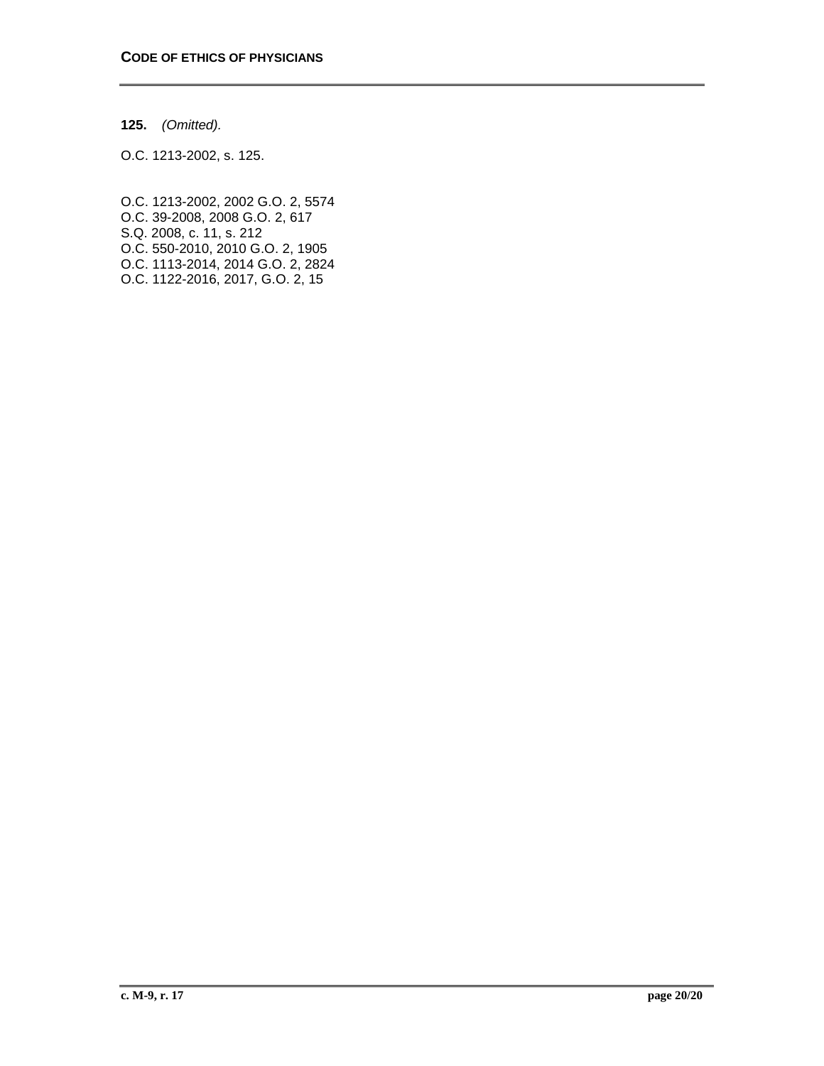**125.** *(Omitted).*

O.C. 1213-2002, s. 125.

O.C. 1213-2002, 2002 G.O. 2, 5574
O.C. 39-2008, 2008 G.O. 2, 617
S.Q. 2008, c. 11, s. 212
O.C. 550-2010, 2010 G.O. 2, 1905
O.C. 1113-2014, 2014 G.O. 2, 2824
O.C. 1122-2016, 2017, G.O. 2, 15